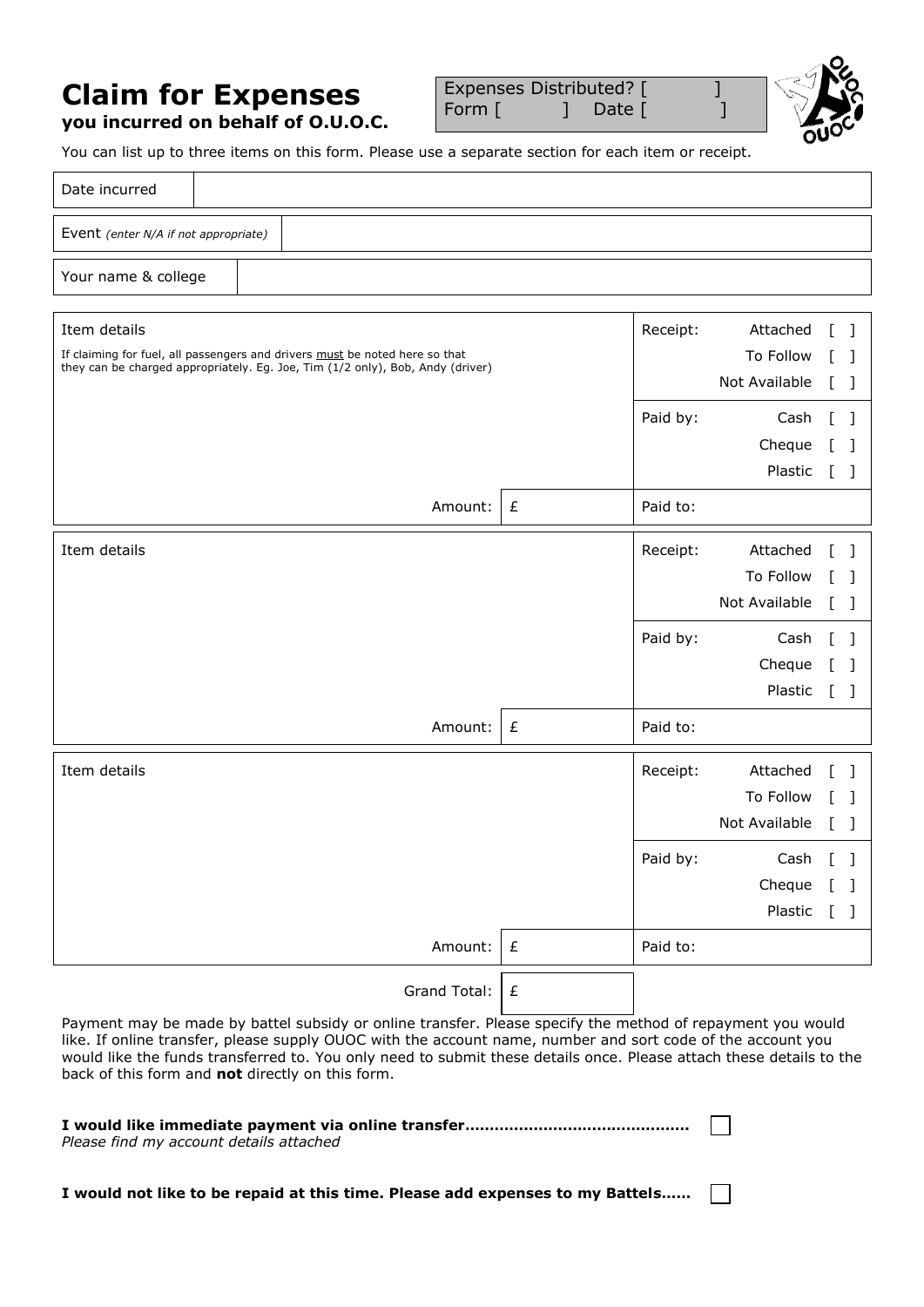# Claim for Expenses

**you incurred on behalf of O.U.O.C.**

Expenses Distributed? [ ]
Form [ ] Date [ ]

You can list up to three items on this form. Please use a separate section for each item or receipt.

| Date incurred | |
|---|---|

| Event *(enter N/A if not appropriate)* | |
|---|---|

| Your name & college | |
|---|---|

| Item details | | Receipt: |
|---|---|---|
| If claiming for fuel, all passengers and drivers <u>must</u> be noted here so that they can be charged appropriately. Eg. Joe, Tim (1/2 only), Bob, Andy (driver) | | Attached [ ]<br>To Follow [ ]<br>Not Available [ ] |
| | | Paid by: Cash [ ]<br>Cheque [ ]<br>Plastic [ ] |
| Amount: | £ | Paid to: |

| Item details | | Receipt: |
|---|---|---|
| | | Attached [ ]<br>To Follow [ ]<br>Not Available [ ] |
| | | Paid by: Cash [ ]<br>Cheque [ ]<br>Plastic [ ] |
| Amount: | £ | Paid to: |

| Item details | | Receipt: |
|---|---|---|
| | | Attached [ ]<br>To Follow [ ]<br>Not Available [ ] |
| | | Paid by: Cash [ ]<br>Cheque [ ]<br>Plastic [ ] |
| Amount: | £ | Paid to: |

| Grand Total: | £ |
|---|---|

Payment may be made by battel subsidy or online transfer. Please specify the method of repayment you would like. If online transfer, please supply OUOC with the account name, number and sort code of the account you would like the funds transferred to. You only need to submit these details once. Please attach these details to the back of this form and **not** directly on this form.

**I would like immediate payment via online transfer............................................** ☐
*Please find my account details attached*

**I would not like to be repaid at this time. Please add expenses to my Battels......** ☐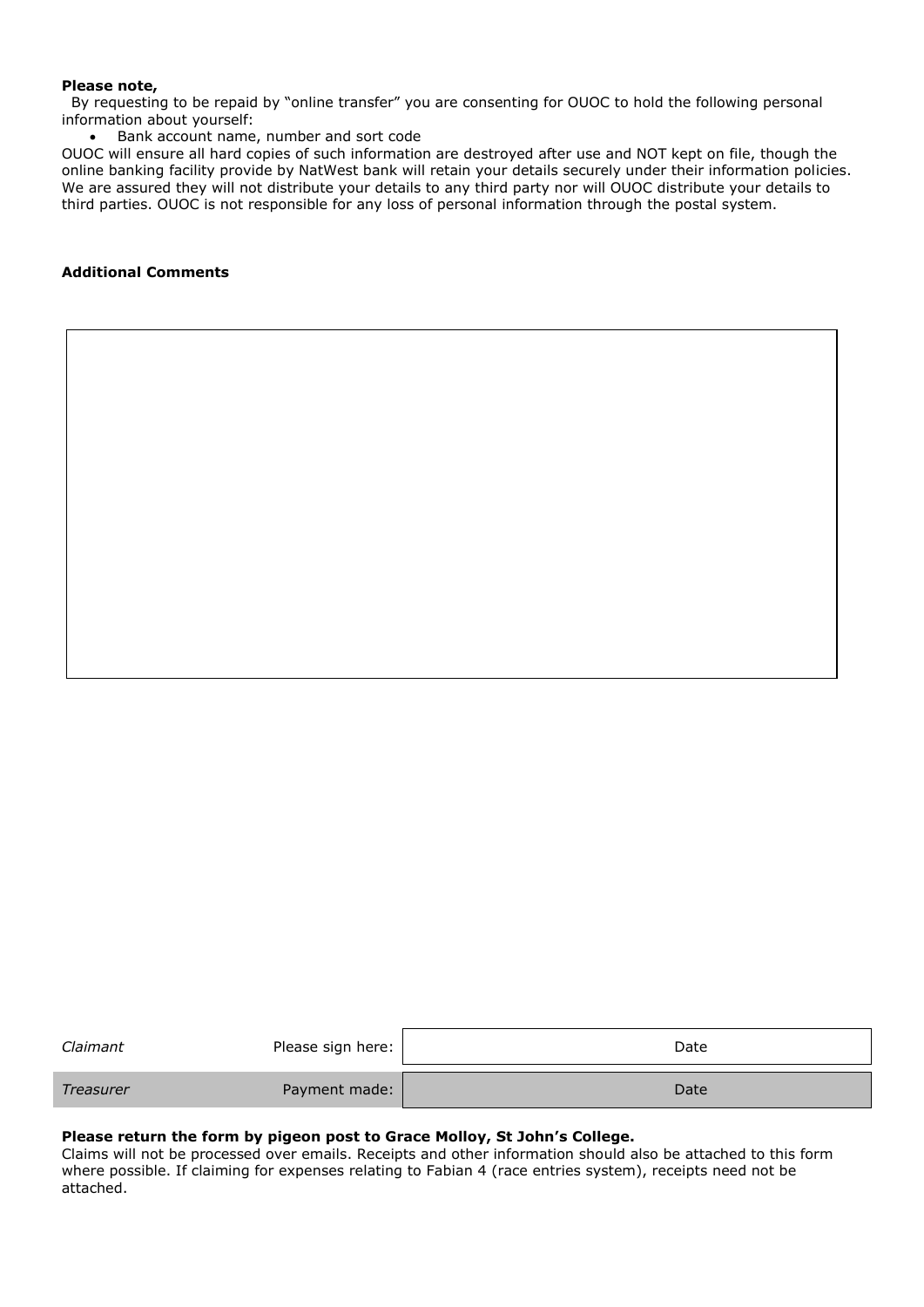**Please note,**

By requesting to be repaid by "online transfer" you are consenting for OUOC to hold the following personal information about yourself:

- Bank account name, number and sort code

OUOC will ensure all hard copies of such information are destroyed after use and NOT kept on file, though the online banking facility provide by NatWest bank will retain your details securely under their information policies. We are assured they will not distribute your details to any third party nor will OUOC distribute your details to third parties. OUOC is not responsible for any loss of personal information through the postal system.

**Additional Comments**

| | | | |
|---|---|---|---|
| *Claimant* | Please sign here: | | Date |
| *Treasurer* | Payment made: | | Date |

**Please return the form by pigeon post to Grace Molloy, St John's College.**

Claims will not be processed over emails. Receipts and other information should also be attached to this form where possible. If claiming for expenses relating to Fabian 4 (race entries system), receipts need not be attached.